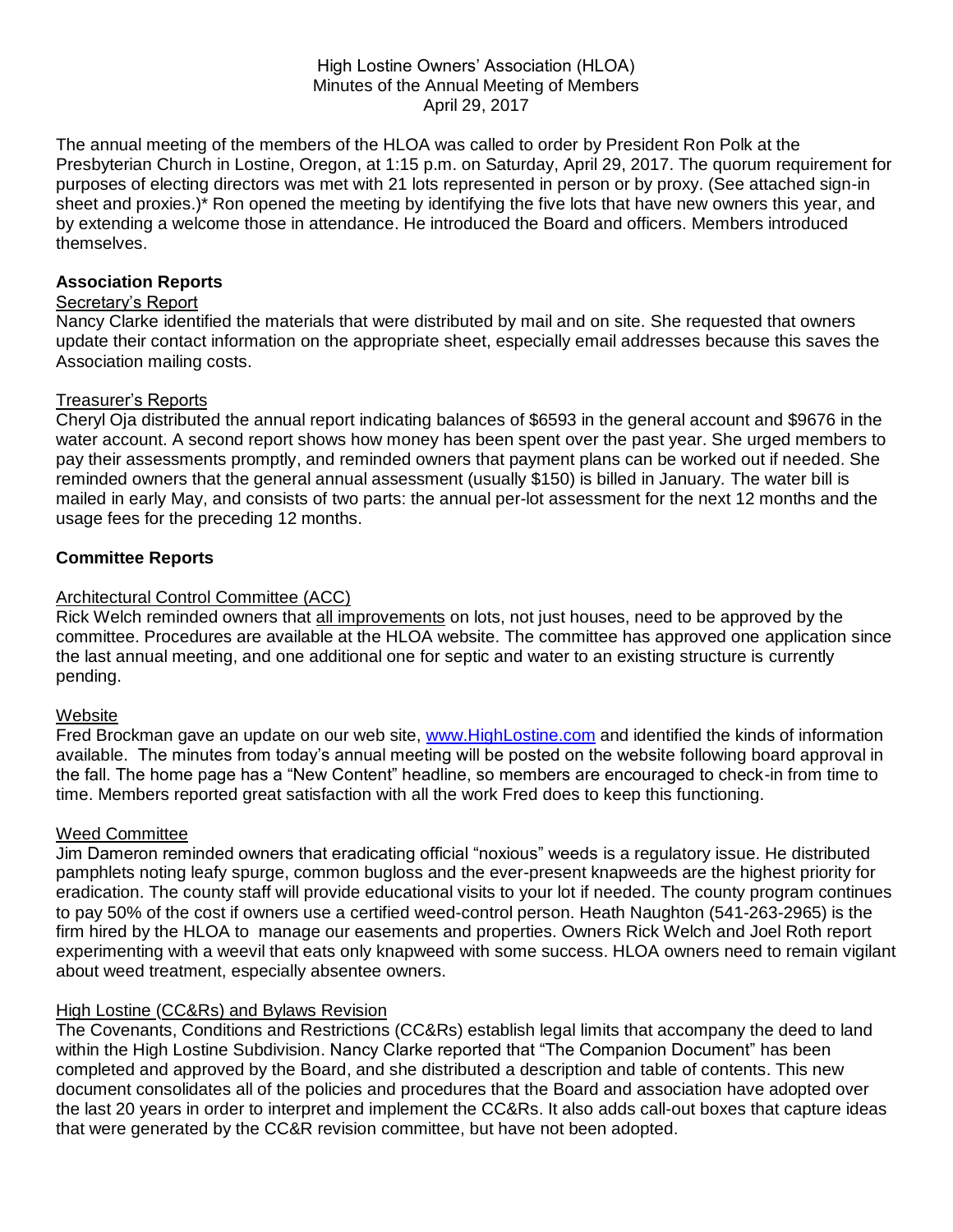High Lostine Owners' Association (HLOA)
Minutes of the Annual Meeting of Members
April 29, 2017

The annual meeting of the members of the HLOA was called to order by President Ron Polk at the Presbyterian Church in Lostine, Oregon, at 1:15 p.m. on Saturday, April 29, 2017. The quorum requirement for purposes of electing directors was met with 21 lots represented in person or by proxy. (See attached sign-in sheet and proxies.)* Ron opened the meeting by identifying the five lots that have new owners this year, and by extending a welcome those in attendance. He introduced the Board and officers. Members introduced themselves.

## Association Reports

### Secretary's Report

Nancy Clarke identified the materials that were distributed by mail and on site. She requested that owners update their contact information on the appropriate sheet, especially email addresses because this saves the Association mailing costs.

### Treasurer's Reports

Cheryl Oja distributed the annual report indicating balances of $6593 in the general account and $9676 in the water account. A second report shows how money has been spent over the past year. She urged members to pay their assessments promptly, and reminded owners that payment plans can be worked out if needed. She reminded owners that the general annual assessment (usually $150) is billed in January. The water bill is mailed in early May, and consists of two parts: the annual per-lot assessment for the next 12 months and the usage fees for the preceding 12 months.

## Committee Reports

### Architectural Control Committee (ACC)

Rick Welch reminded owners that all improvements on lots, not just houses, need to be approved by the committee. Procedures are available at the HLOA website. The committee has approved one application since the last annual meeting, and one additional one for septic and water to an existing structure is currently pending.

### Website

Fred Brockman gave an update on our web site, [www.HighLostine.com](http://www.HighLostine.com) and identified the kinds of information available. The minutes from today's annual meeting will be posted on the website following board approval in the fall. The home page has a "New Content" headline, so members are encouraged to check-in from time to time. Members reported great satisfaction with all the work Fred does to keep this functioning.

### Weed Committee

Jim Dameron reminded owners that eradicating official "noxious" weeds is a regulatory issue. He distributed pamphlets noting leafy spurge, common bugloss and the ever-present knapweeds are the highest priority for eradication. The county staff will provide educational visits to your lot if needed. The county program continues to pay 50% of the cost if owners use a certified weed-control person. Heath Naughton (541-263-2965) is the firm hired by the HLOA to manage our easements and properties. Owners Rick Welch and Joel Roth report experimenting with a weevil that eats only knapweed with some success. HLOA owners need to remain vigilant about weed treatment, especially absentee owners.

### High Lostine (CC&Rs) and Bylaws Revision

The Covenants, Conditions and Restrictions (CC&Rs) establish legal limits that accompany the deed to land within the High Lostine Subdivision. Nancy Clarke reported that "The Companion Document" has been completed and approved by the Board, and she distributed a description and table of contents. This new document consolidates all of the policies and procedures that the Board and association have adopted over the last 20 years in order to interpret and implement the CC&Rs. It also adds call-out boxes that capture ideas that were generated by the CC&R revision committee, but have not been adopted.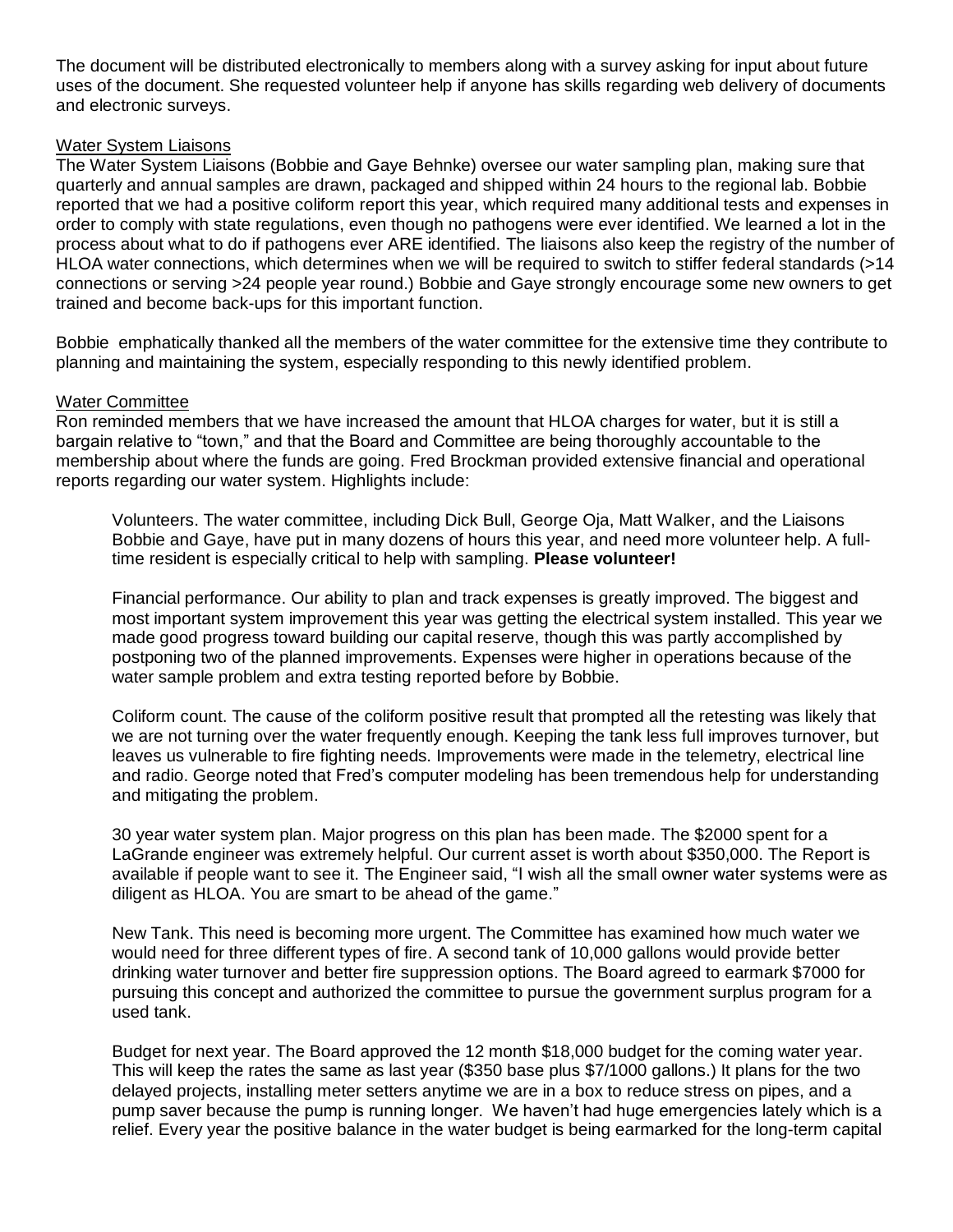The document will be distributed electronically to members along with a survey asking for input about future uses of the document. She requested volunteer help if anyone has skills regarding web delivery of documents and electronic surveys.

Water System Liaisons

The Water System Liaisons (Bobbie and Gaye Behnke) oversee our water sampling plan, making sure that quarterly and annual samples are drawn, packaged and shipped within 24 hours to the regional lab. Bobbie reported that we had a positive coliform report this year, which required many additional tests and expenses in order to comply with state regulations, even though no pathogens were ever identified. We learned a lot in the process about what to do if pathogens ever ARE identified. The liaisons also keep the registry of the number of HLOA water connections, which determines when we will be required to switch to stiffer federal standards (>14 connections or serving >24 people year round.) Bobbie and Gaye strongly encourage some new owners to get trained and become back-ups for this important function.

Bobbie emphatically thanked all the members of the water committee for the extensive time they contribute to planning and maintaining the system, especially responding to this newly identified problem.

Water Committee

Ron reminded members that we have increased the amount that HLOA charges for water, but it is still a bargain relative to "town," and that the Board and Committee are being thoroughly accountable to the membership about where the funds are going. Fred Brockman provided extensive financial and operational reports regarding our water system. Highlights include:

Volunteers. The water committee, including Dick Bull, George Oja, Matt Walker, and the Liaisons Bobbie and Gaye, have put in many dozens of hours this year, and need more volunteer help. A full-time resident is especially critical to help with sampling. **Please volunteer!**

Financial performance. Our ability to plan and track expenses is greatly improved. The biggest and most important system improvement this year was getting the electrical system installed. This year we made good progress toward building our capital reserve, though this was partly accomplished by postponing two of the planned improvements. Expenses were higher in operations because of the water sample problem and extra testing reported before by Bobbie.

Coliform count. The cause of the coliform positive result that prompted all the retesting was likely that we are not turning over the water frequently enough. Keeping the tank less full improves turnover, but leaves us vulnerable to fire fighting needs. Improvements were made in the telemetry, electrical line and radio. George noted that Fred's computer modeling has been tremendous help for understanding and mitigating the problem.

30 year water system plan. Major progress on this plan has been made. The $2000 spent for a LaGrande engineer was extremely helpful. Our current asset is worth about $350,000. The Report is available if people want to see it. The Engineer said, "I wish all the small owner water systems were as diligent as HLOA. You are smart to be ahead of the game."

New Tank. This need is becoming more urgent. The Committee has examined how much water we would need for three different types of fire. A second tank of 10,000 gallons would provide better drinking water turnover and better fire suppression options. The Board agreed to earmark $7000 for pursuing this concept and authorized the committee to pursue the government surplus program for a used tank.

Budget for next year. The Board approved the 12 month $18,000 budget for the coming water year. This will keep the rates the same as last year ($350 base plus $7/1000 gallons.) It plans for the two delayed projects, installing meter setters anytime we are in a box to reduce stress on pipes, and a pump saver because the pump is running longer. We haven't had huge emergencies lately which is a relief. Every year the positive balance in the water budget is being earmarked for the long-term capital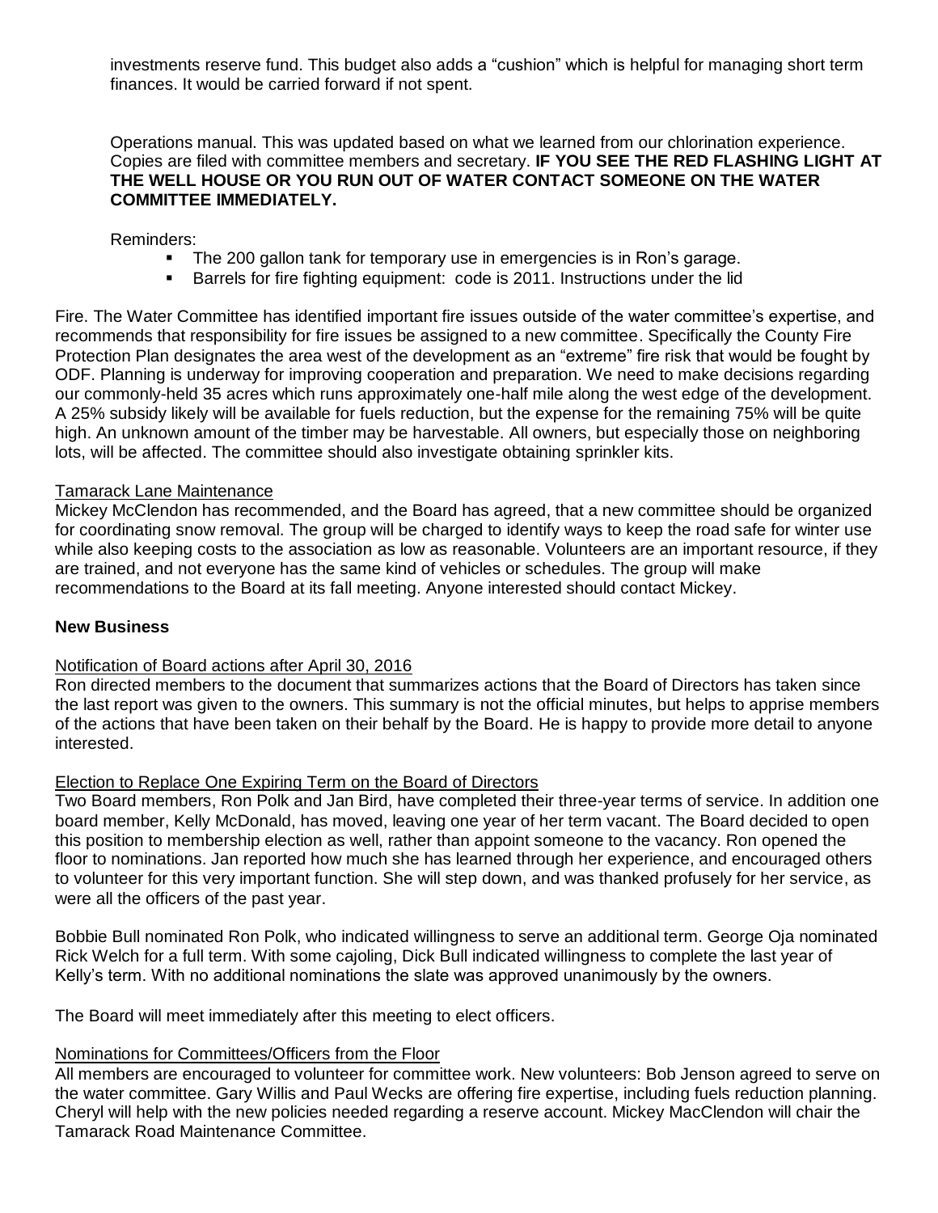investments reserve fund. This budget also adds a "cushion" which is helpful for managing short term finances. It would be carried forward if not spent.

Operations manual. This was updated based on what we learned from our chlorination experience. Copies are filed with committee members and secretary. **IF YOU SEE THE RED FLASHING LIGHT AT THE WELL HOUSE OR YOU RUN OUT OF WATER CONTACT SOMEONE ON THE WATER COMMITTEE IMMEDIATELY.**

Reminders:

- The 200 gallon tank for temporary use in emergencies is in Ron's garage.
- Barrels for fire fighting equipment: code is 2011. Instructions under the lid

Fire. The Water Committee has identified important fire issues outside of the water committee's expertise, and recommends that responsibility for fire issues be assigned to a new committee. Specifically the County Fire Protection Plan designates the area west of the development as an "extreme" fire risk that would be fought by ODF. Planning is underway for improving cooperation and preparation. We need to make decisions regarding our commonly-held 35 acres which runs approximately one-half mile along the west edge of the development. A 25% subsidy likely will be available for fuels reduction, but the expense for the remaining 75% will be quite high. An unknown amount of the timber may be harvestable. All owners, but especially those on neighboring lots, will be affected. The committee should also investigate obtaining sprinkler kits.

Tamarack Lane Maintenance

Mickey McClendon has recommended, and the Board has agreed, that a new committee should be organized for coordinating snow removal. The group will be charged to identify ways to keep the road safe for winter use while also keeping costs to the association as low as reasonable. Volunteers are an important resource, if they are trained, and not everyone has the same kind of vehicles or schedules. The group will make recommendations to the Board at its fall meeting. Anyone interested should contact Mickey.

## New Business

Notification of Board actions after April 30, 2016

Ron directed members to the document that summarizes actions that the Board of Directors has taken since the last report was given to the owners. This summary is not the official minutes, but helps to apprise members of the actions that have been taken on their behalf by the Board. He is happy to provide more detail to anyone interested.

Election to Replace One Expiring Term on the Board of Directors

Two Board members, Ron Polk and Jan Bird, have completed their three-year terms of service. In addition one board member, Kelly McDonald, has moved, leaving one year of her term vacant. The Board decided to open this position to membership election as well, rather than appoint someone to the vacancy. Ron opened the floor to nominations. Jan reported how much she has learned through her experience, and encouraged others to volunteer for this very important function. She will step down, and was thanked profusely for her service, as were all the officers of the past year.

Bobbie Bull nominated Ron Polk, who indicated willingness to serve an additional term. George Oja nominated Rick Welch for a full term. With some cajoling, Dick Bull indicated willingness to complete the last year of Kelly's term. With no additional nominations the slate was approved unanimously by the owners.

The Board will meet immediately after this meeting to elect officers.

Nominations for Committees/Officers from the Floor

All members are encouraged to volunteer for committee work. New volunteers: Bob Jenson agreed to serve on the water committee. Gary Willis and Paul Wecks are offering fire expertise, including fuels reduction planning. Cheryl will help with the new policies needed regarding a reserve account. Mickey MacClendon will chair the Tamarack Road Maintenance Committee.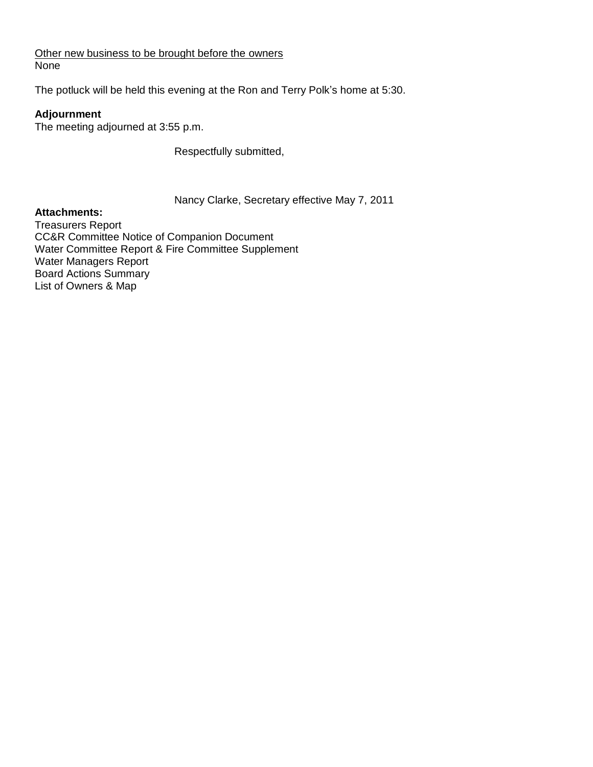<u>Other new business to be brought before the owners</u>
None

The potluck will be held this evening at the Ron and Terry Polk's home at 5:30.

**Adjournment**
The meeting adjourned at 3:55 p.m.

Respectfully submitted,

Nancy Clarke, Secretary effective May 7, 2011

**Attachments:**
Treasurers Report
CC&R Committee Notice of Companion Document
Water Committee Report & Fire Committee Supplement
Water Managers Report
Board Actions Summary
List of Owners & Map